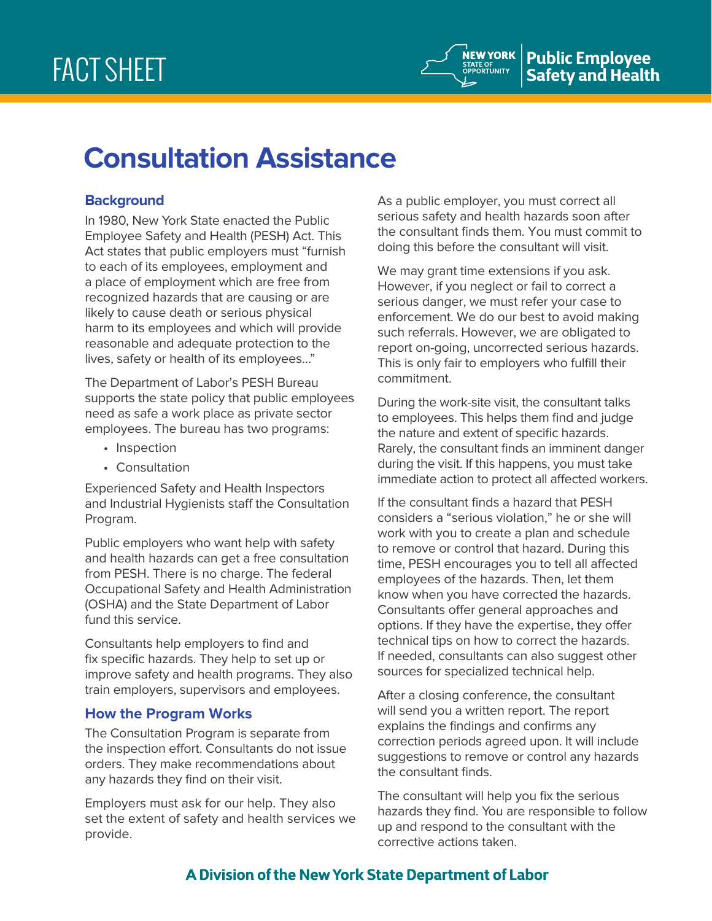FACT SHEET

Public Employee Safety and Health

# Consultation Assistance

## Background

In 1980, New York State enacted the Public Employee Safety and Health (PESH) Act. This Act states that public employers must "furnish to each of its employees, employment and a place of employment which are free from recognized hazards that are causing or are likely to cause death or serious physical harm to its employees and which will provide reasonable and adequate protection to the lives, safety or health of its employees..."

The Department of Labor's PESH Bureau supports the state policy that public employees need as safe a work place as private sector employees. The bureau has two programs:

- Inspection
- Consultation

Experienced Safety and Health Inspectors and Industrial Hygienists staff the Consultation Program.

Public employers who want help with safety and health hazards can get a free consultation from PESH. There is no charge. The federal Occupational Safety and Health Administration (OSHA) and the State Department of Labor fund this service.

Consultants help employers to find and fix specific hazards. They help to set up or improve safety and health programs. They also train employers, supervisors and employees.

## How the Program Works

The Consultation Program is separate from the inspection effort. Consultants do not issue orders. They make recommendations about any hazards they find on their visit.

Employers must ask for our help. They also set the extent of safety and health services we provide.

As a public employer, you must correct all serious safety and health hazards soon after the consultant finds them. You must commit to doing this before the consultant will visit.

We may grant time extensions if you ask. However, if you neglect or fail to correct a serious danger, we must refer your case to enforcement. We do our best to avoid making such referrals. However, we are obligated to report on-going, uncorrected serious hazards. This is only fair to employers who fulfill their commitment.

During the work-site visit, the consultant talks to employees. This helps them find and judge the nature and extent of specific hazards. Rarely, the consultant finds an imminent danger during the visit. If this happens, you must take immediate action to protect all affected workers.

If the consultant finds a hazard that PESH considers a "serious violation," he or she will work with you to create a plan and schedule to remove or control that hazard. During this time, PESH encourages you to tell all affected employees of the hazards. Then, let them know when you have corrected the hazards. Consultants offer general approaches and options. If they have the expertise, they offer technical tips on how to correct the hazards. If needed, consultants can also suggest other sources for specialized technical help.

After a closing conference, the consultant will send you a written report. The report explains the findings and confirms any correction periods agreed upon. It will include suggestions to remove or control any hazards the consultant finds.

The consultant will help you fix the serious hazards they find. You are responsible to follow up and respond to the consultant with the corrective actions taken.

**A Division of the New York State Department of Labor**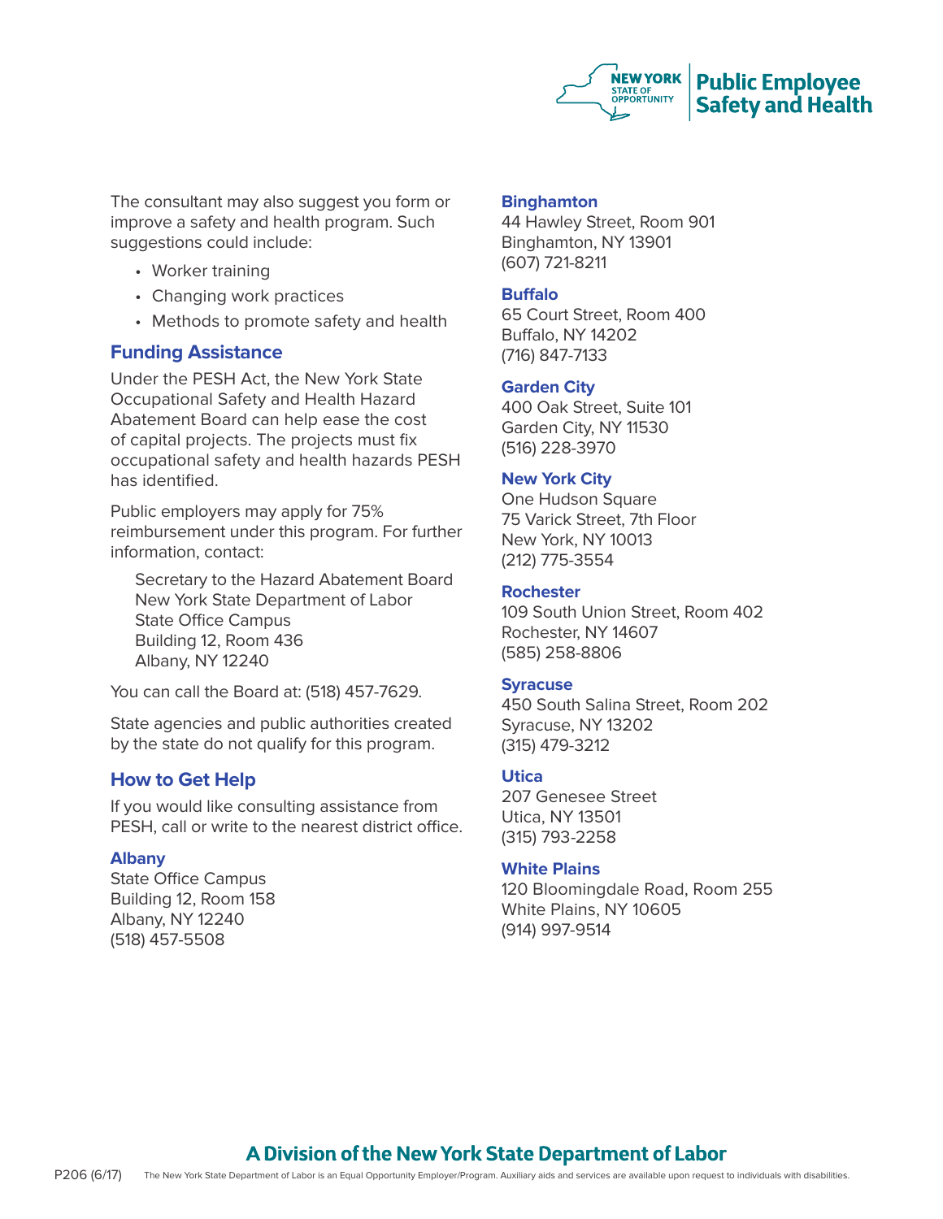The consultant may also suggest you form or improve a safety and health program. Such suggestions could include:

- Worker training
- Changing work practices
- Methods to promote safety and health

## Funding Assistance

Under the PESH Act, the New York State Occupational Safety and Health Hazard Abatement Board can help ease the cost of capital projects. The projects must fix occupational safety and health hazards PESH has identified.

Public employers may apply for 75% reimbursement under this program. For further information, contact:

Secretary to the Hazard Abatement Board
New York State Department of Labor
State Office Campus
Building 12, Room 436
Albany, NY 12240

You can call the Board at: (518) 457-7629.

State agencies and public authorities created by the state do not qualify for this program.

## How to Get Help

If you would like consulting assistance from PESH, call or write to the nearest district office.

**Albany**
State Office Campus
Building 12, Room 158
Albany, NY 12240
(518) 457-5508

**Binghamton**
44 Hawley Street, Room 901
Binghamton, NY 13901
(607) 721-8211

**Buffalo**
65 Court Street, Room 400
Buffalo, NY 14202
(716) 847-7133

**Garden City**
400 Oak Street, Suite 101
Garden City, NY 11530
(516) 228-3970

**New York City**
One Hudson Square
75 Varick Street, 7th Floor
New York, NY 10013
(212) 775-3554

**Rochester**
109 South Union Street, Room 402
Rochester, NY 14607
(585) 258-8806

**Syracuse**
450 South Salina Street, Room 202
Syracuse, NY 13202
(315) 479-3212

**Utica**
207 Genesee Street
Utica, NY 13501
(315) 793-2258

**White Plains**
120 Bloomingdale Road, Room 255
White Plains, NY 10605
(914) 997-9514

**A Division of the New York State Department of Labor**

P206 (6/17) The New York State Department of Labor is an Equal Opportunity Employer/Program. Auxiliary aids and services are available upon request to individuals with disabilities.